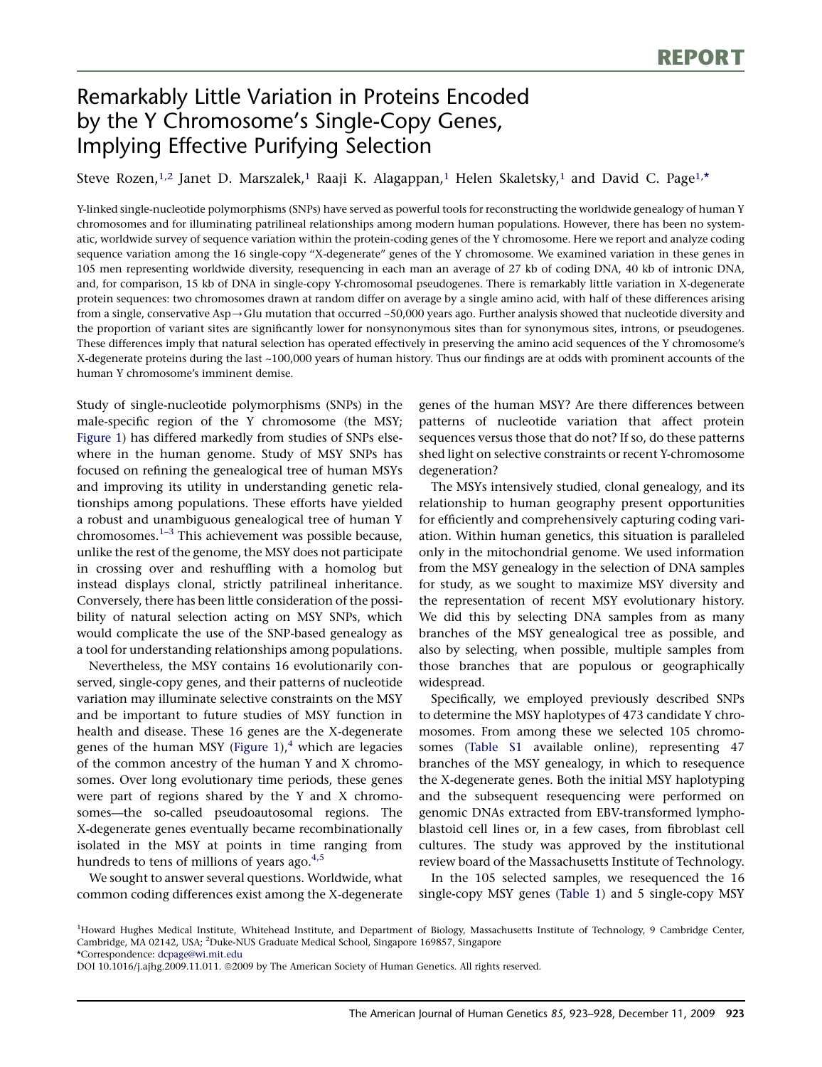REPORT

# Remarkably Little Variation in Proteins Encoded by the Y Chromosome's Single-Copy Genes, Implying Effective Purifying Selection

Steve Rozen,[1,2] Janet D. Marszalek,[1] Raaji K. Alagappan,[1] Helen Skaletsky,[1] and David C. Page[1,*]

Y-linked single-nucleotide polymorphisms (SNPs) have served as powerful tools for reconstructing the worldwide genealogy of human Y chromosomes and for illuminating patrilineal relationships among modern human populations. However, there has been no systematic, worldwide survey of sequence variation within the protein-coding genes of the Y chromosome. Here we report and analyze coding sequence variation among the 16 single-copy "X-degenerate" genes of the Y chromosome. We examined variation in these genes in 105 men representing worldwide diversity, resequencing in each man an average of 27 kb of coding DNA, 40 kb of intronic DNA, and, for comparison, 15 kb of DNA in single-copy Y-chromosomal pseudogenes. There is remarkably little variation in X-degenerate protein sequences: two chromosomes drawn at random differ on average by a single amino acid, with half of these differences arising from a single, conservative Asp→Glu mutation that occurred ~50,000 years ago. Further analysis showed that nucleotide diversity and the proportion of variant sites are significantly lower for nonsynonymous sites than for synonymous sites, introns, or pseudogenes. These differences imply that natural selection has operated effectively in preserving the amino acid sequences of the Y chromosome's X-degenerate proteins during the last ~100,000 years of human history. Thus our findings are at odds with prominent accounts of the human Y chromosome's imminent demise.

Study of single-nucleotide polymorphisms (SNPs) in the male-specific region of the Y chromosome (the MSY; Figure 1) has differed markedly from studies of SNPs elsewhere in the human genome. Study of MSY SNPs has focused on refining the genealogical tree of human MSYs and improving its utility in understanding genetic relationships among populations. These efforts have yielded a robust and unambiguous genealogical tree of human Y chromosomes.[1–3] This achievement was possible because, unlike the rest of the genome, the MSY does not participate in crossing over and reshuffling with a homolog but instead displays clonal, strictly patrilineal inheritance. Conversely, there has been little consideration of the possibility of natural selection acting on MSY SNPs, which would complicate the use of the SNP-based genealogy as a tool for understanding relationships among populations.

Nevertheless, the MSY contains 16 evolutionarily conserved, single-copy genes, and their patterns of nucleotide variation may illuminate selective constraints on the MSY and be important to future studies of MSY function in health and disease. These 16 genes are the X-degenerate genes of the human MSY (Figure 1),[4] which are legacies of the common ancestry of the human Y and X chromosomes. Over long evolutionary time periods, these genes were part of regions shared by the Y and X chromosomes—the so-called pseudoautosomal regions. The X-degenerate genes eventually became recombinationally isolated in the MSY at points in time ranging from hundreds to tens of millions of years ago.[4,5]

We sought to answer several questions. Worldwide, what common coding differences exist among the X-degenerate genes of the human MSY? Are there differences between patterns of nucleotide variation that affect protein sequences versus those that do not? If so, do these patterns shed light on selective constraints or recent Y-chromosome degeneration?

The MSYs intensively studied, clonal genealogy, and its relationship to human geography present opportunities for efficiently and comprehensively capturing coding variation. Within human genetics, this situation is paralleled only in the mitochondrial genome. We used information from the MSY genealogy in the selection of DNA samples for study, as we sought to maximize MSY diversity and the representation of recent MSY evolutionary history. We did this by selecting DNA samples from as many branches of the MSY genealogical tree as possible, and also by selecting, when possible, multiple samples from those branches that are populous or geographically widespread.

Specifically, we employed previously described SNPs to determine the MSY haplotypes of 473 candidate Y chromosomes. From among these we selected 105 chromosomes (Table S1 available online), representing 47 branches of the MSY genealogy, in which to resequence the X-degenerate genes. Both the initial MSY haplotyping and the subsequent resequencing were performed on genomic DNAs extracted from EBV-transformed lymphoblastoid cell lines or, in a few cases, from fibroblast cell cultures. The study was approved by the institutional review board of the Massachusetts Institute of Technology.

In the 105 selected samples, we resequenced the 16 single-copy MSY genes (Table 1) and 5 single-copy MSY

[1]Howard Hughes Medical Institute, Whitehead Institute, and Department of Biology, Massachusetts Institute of Technology, 9 Cambridge Center, Cambridge, MA 02142, USA; [2]Duke-NUS Graduate Medical School, Singapore 169857, Singapore

*Correspondence: dcpage@wi.mit.edu

DOI 10.1016/j.ajhg.2009.11.011. ©2009 by The American Society of Human Genetics. All rights reserved.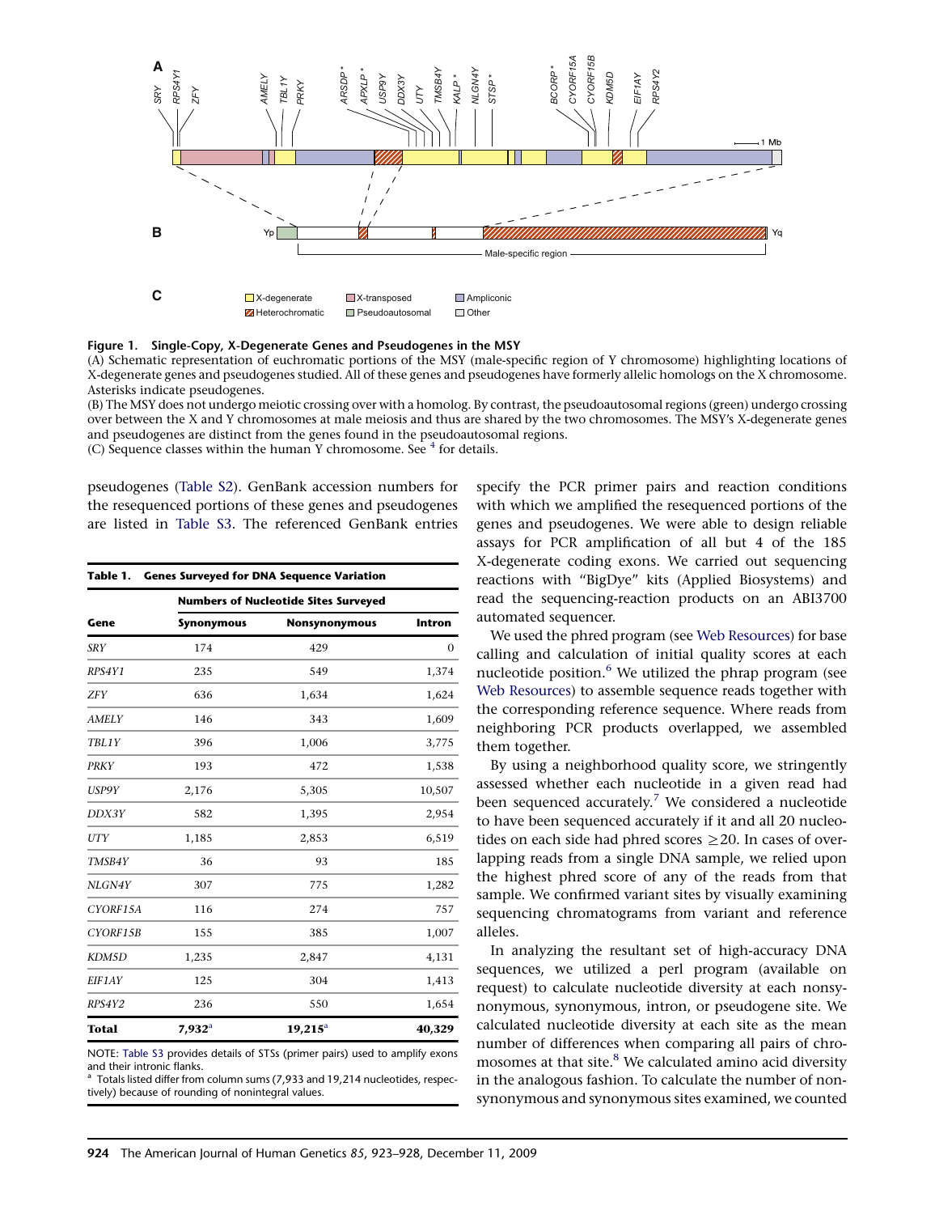**Figure 1. Single-Copy, X-Degenerate Genes and Pseudogenes in the MSY**

(A) Schematic representation of euchromatic portions of the MSY (male-specific region of Y chromosome) highlighting locations of X-degenerate genes and pseudogenes studied. All of these genes and pseudogenes have formerly allelic homologs on the X chromosome. Asterisks indicate pseudogenes.

(B) The MSY does not undergo meiotic crossing over with a homolog. By contrast, the pseudoautosomal regions (green) undergo crossing over between the X and Y chromosomes at male meiosis and thus are shared by the two chromosomes. The MSY's X-degenerate genes and pseudogenes are distinct from the genes found in the pseudoautosomal regions.

(C) Sequence classes within the human Y chromosome. See [4] for details.

pseudogenes (Table S2). GenBank accession numbers for the resequenced portions of these genes and pseudogenes are listed in Table S3. The referenced GenBank entries specify the PCR primer pairs and reaction conditions with which we amplified the resequenced portions of the genes and pseudogenes. We were able to design reliable assays for PCR amplification of all but 4 of the 185 X-degenerate coding exons. We carried out sequencing reactions with "BigDye" kits (Applied Biosystems) and read the sequencing-reaction products on an ABI3700 automated sequencer.

**Table 1. Genes Surveyed for DNA Sequence Variation**

| Gene | Numbers of Nucleotide Sites Surveyed | | |
|---|---|---|---|
| | Synonymous | Nonsynonymous | Intron |
| *SRY* | 174 | 429 | 0 |
| *RPS4Y1* | 235 | 549 | 1,374 |
| *ZFY* | 636 | 1,634 | 1,624 |
| *AMELY* | 146 | 343 | 1,609 |
| *TBL1Y* | 396 | 1,006 | 3,775 |
| *PRKY* | 193 | 472 | 1,538 |
| *USP9Y* | 2,176 | 5,305 | 10,507 |
| *DDX3Y* | 582 | 1,395 | 2,954 |
| *UTY* | 1,185 | 2,853 | 6,519 |
| *TMSB4Y* | 36 | 93 | 185 |
| *NLGN4Y* | 307 | 775 | 1,282 |
| *CYORF15A* | 116 | 274 | 757 |
| *CYORF15B* | 155 | 385 | 1,007 |
| *KDM5D* | 1,235 | 2,847 | 4,131 |
| *EIF1AY* | 125 | 304 | 1,413 |
| *RPS4Y2* | 236 | 550 | 1,654 |
| **Total** | **7,932**[a] | **19,215**[a] | **40,329** |

NOTE: Table S3 provides details of STSs (primer pairs) used to amplify exons and their intronic flanks.

[a] Totals listed differ from column sums (7,933 and 19,214 nucleotides, respectively) because of rounding of nonintegral values.

We used the phred program (see Web Resources) for base calling and calculation of initial quality scores at each nucleotide position.[6] We utilized the phrap program (see Web Resources) to assemble sequence reads together with the corresponding reference sequence. Where reads from neighboring PCR products overlapped, we assembled them together.

By using a neighborhood quality score, we stringently assessed whether each nucleotide in a given read had been sequenced accurately.[7] We considered a nucleotide to have been sequenced accurately if it and all 20 nucleotides on each side had phred scores $\geq 20$. In cases of overlapping reads from a single DNA sample, we relied upon the highest phred score of any of the reads from that sample. We confirmed variant sites by visually examining sequencing chromatograms from variant and reference alleles.

In analyzing the resultant set of high-accuracy DNA sequences, we utilized a perl program (available on request) to calculate nucleotide diversity at each nonsynonymous, synonymous, intron, or pseudogene site. We calculated nucleotide diversity at each site as the mean number of differences when comparing all pairs of chromosomes at that site.[8] We calculated amino acid diversity in the analogous fashion. To calculate the number of nonsynonymous and synonymous sites examined, we counted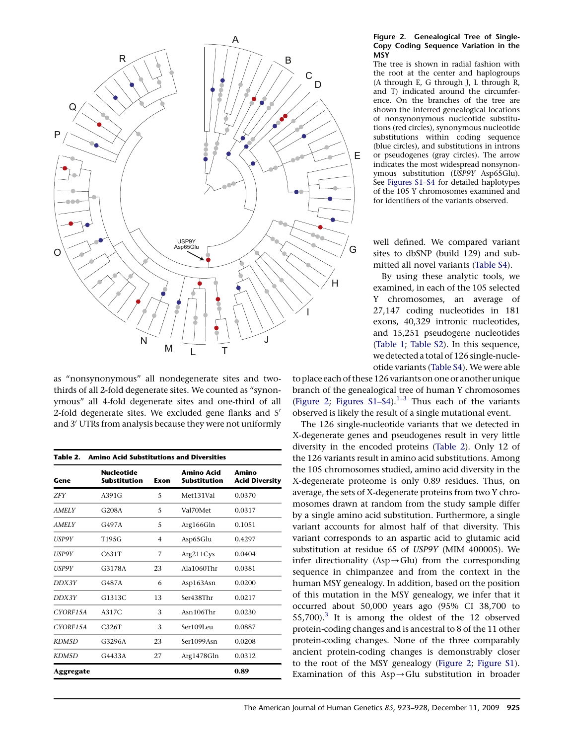**Figure 2. Genealogical Tree of Single-Copy Coding Sequence Variation in the MSY**

The tree is shown in radial fashion with the root at the center and haplogroups (A through E, G through J, L through R, and T) indicated around the circumference. On the branches of the tree are shown the inferred genealogical locations of nonsynonymous nucleotide substitutions (red circles), synonymous nucleotide substitutions within coding sequence (blue circles), and substitutions in introns or pseudogenes (gray circles). The arrow indicates the most widespread nonsynonymous substitution (*USP9Y* Asp65Glu). See Figures S1–S4 for detailed haplotypes of the 105 Y chromosomes examined and for identifiers of the variants observed.

as "nonsynonymous" all nondegenerate sites and two-thirds of all 2-fold degenerate sites. We counted as "synonymous" all 4-fold degenerate sites and one-third of all 2-fold degenerate sites. We excluded gene flanks and 5′ and 3′ UTRs from analysis because they were not uniformly well defined. We compared variant sites to dbSNP (build 129) and submitted all novel variants (Table S4).

By using these analytic tools, we examined, in each of the 105 selected Y chromosomes, an average of 27,147 coding nucleotides in 181 exons, 40,329 intronic nucleotides, and 15,251 pseudogene nucleotides (Table 1; Table S2). In this sequence, we detected a total of 126 single-nucleotide variants (Table S4). We were able to place each of these 126 variants on one or another unique branch of the genealogical tree of human Y chromosomes (Figure 2; Figures S1–S4).[1–3] Thus each of the variants observed is likely the result of a single mutational event.

The 126 single-nucleotide variants that we detected in X-degenerate genes and pseudogenes result in very little diversity in the encoded proteins (Table 2). Only 12 of the 126 variants result in amino acid substitutions. Among the 105 chromosomes studied, amino acid diversity in the X-degenerate proteome is only 0.89 residues. Thus, on average, the sets of X-degenerate proteins from two Y chromosomes drawn at random from the study sample differ by a single amino acid substitution. Furthermore, a single variant accounts for almost half of that diversity. This variant corresponds to an aspartic acid to glutamic acid substitution at residue 65 of *USP9Y* (MIM 400005). We infer directionality (Asp→Glu) from the corresponding sequence in chimpanzee and from the context in the human MSY genealogy. In addition, based on the position of this mutation in the MSY genealogy, we infer that it occurred about 50,000 years ago (95% CI 38,700 to 55,700).[3] It is among the oldest of the 12 observed protein-coding changes and is ancestral to 8 of the 11 other protein-coding changes. None of the three comparably ancient protein-coding changes is demonstrably closer to the root of the MSY genealogy (Figure 2; Figure S1). Examination of this Asp→Glu substitution in broader

**Table 2. Amino Acid Substitutions and Diversities**

| Gene | Nucleotide Substitution | Exon | Amino Acid Substitution | Amino Acid Diversity |
|---|---|---|---|---|
| *ZFY* | A391G | 5 | Met131Val | 0.0370 |
| *AMELY* | G208A | 5 | Val70Met | 0.0317 |
| *AMELY* | G497A | 5 | Arg166Gln | 0.1051 |
| *USP9Y* | T195G | 4 | Asp65Glu | 0.4297 |
| *USP9Y* | C631T | 7 | Arg211Cys | 0.0404 |
| *USP9Y* | G3178A | 23 | Ala1060Thr | 0.0381 |
| *DDX3Y* | G487A | 6 | Asp163Asn | 0.0200 |
| *DDX3Y* | G1313C | 13 | Ser438Thr | 0.0217 |
| *CYORF15A* | A317C | 3 | Asn106Thr | 0.0230 |
| *CYORF15A* | C326T | 3 | Ser109Leu | 0.0887 |
| *KDM5D* | G3296A | 23 | Ser1099Asn | 0.0208 |
| *KDM5D* | G4433A | 27 | Arg1478Gln | 0.0312 |
| **Aggregate** | | | | **0.89** |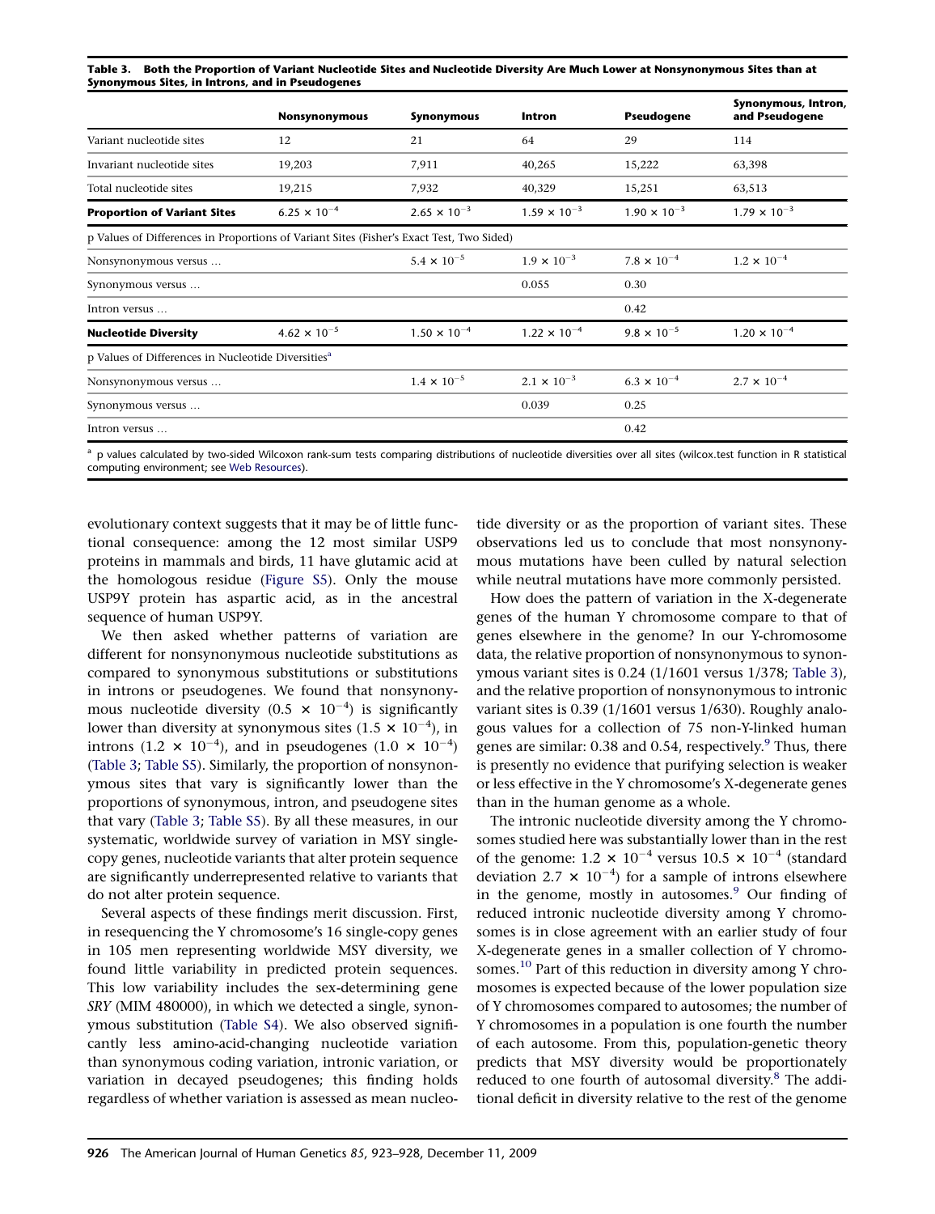**Table 3. Both the Proportion of Variant Nucleotide Sites and Nucleotide Diversity Are Much Lower at Nonsynonymous Sites than at Synonymous Sites, in Introns, and in Pseudogenes**

| | Nonsynonymous | Synonymous | Intron | Pseudogene | Synonymous, Intron, and Pseudogene |
|---|---|---|---|---|---|
| Variant nucleotide sites | 12 | 21 | 64 | 29 | 114 |
| Invariant nucleotide sites | 19,203 | 7,911 | 40,265 | 15,222 | 63,398 |
| Total nucleotide sites | 19,215 | 7,932 | 40,329 | 15,251 | 63,513 |
| **Proportion of Variant Sites** | $6.25 \times 10^{-4}$ | $2.65 \times 10^{-3}$ | $1.59 \times 10^{-3}$ | $1.90 \times 10^{-3}$ | $1.79 \times 10^{-3}$ |
| p Values of Differences in Proportions of Variant Sites (Fisher's Exact Test, Two Sided) | | | | | |
| Nonsynonymous versus … | | $5.4 \times 10^{-5}$ | $1.9 \times 10^{-3}$ | $7.8 \times 10^{-4}$ | $1.2 \times 10^{-4}$ |
| Synonymous versus … | | | 0.055 | 0.30 | |
| Intron versus … | | | | 0.42 | |
| **Nucleotide Diversity** | $4.62 \times 10^{-5}$ | $1.50 \times 10^{-4}$ | $1.22 \times 10^{-4}$ | $9.8 \times 10^{-5}$ | $1.20 \times 10^{-4}$ |
| p Values of Differences in Nucleotide Diversities[a] | | | | | |
| Nonsynonymous versus … | | $1.4 \times 10^{-5}$ | $2.1 \times 10^{-3}$ | $6.3 \times 10^{-4}$ | $2.7 \times 10^{-4}$ |
| Synonymous versus … | | | 0.039 | 0.25 | |
| Intron versus … | | | | 0.42 | |

[a] p values calculated by two-sided Wilcoxon rank-sum tests comparing distributions of nucleotide diversities over all sites (wilcox.test function in R statistical computing environment; see Web Resources).

evolutionary context suggests that it may be of little functional consequence: among the 12 most similar USP9 proteins in mammals and birds, 11 have glutamic acid at the homologous residue (Figure S5). Only the mouse USP9Y protein has aspartic acid, as in the ancestral sequence of human USP9Y.

We then asked whether patterns of variation are different for nonsynonymous nucleotide substitutions as compared to synonymous substitutions or substitutions in introns or pseudogenes. We found that nonsynonymous nucleotide diversity ($0.5 \times 10^{-4}$) is significantly lower than diversity at synonymous sites ($1.5 \times 10^{-4}$), in introns ($1.2 \times 10^{-4}$), and in pseudogenes ($1.0 \times 10^{-4}$) (Table 3; Table S5). Similarly, the proportion of nonsynonymous sites that vary is significantly lower than the proportions of synonymous, intron, and pseudogene sites that vary (Table 3; Table S5). By all these measures, in our systematic, worldwide survey of variation in MSY single-copy genes, nucleotide variants that alter protein sequence are significantly underrepresented relative to variants that do not alter protein sequence.

Several aspects of these findings merit discussion. First, in resequencing the Y chromosome's 16 single-copy genes in 105 men representing worldwide MSY diversity, we found little variability in predicted protein sequences. This low variability includes the sex-determining gene *SRY* (MIM 480000), in which we detected a single, synonymous substitution (Table S4). We also observed significantly less amino-acid-changing nucleotide variation than synonymous coding variation, intronic variation, or variation in decayed pseudogenes; this finding holds regardless of whether variation is assessed as mean nucleotide diversity or as the proportion of variant sites. These observations led us to conclude that most nonsynonymous mutations have been culled by natural selection while neutral mutations have more commonly persisted.

How does the pattern of variation in the X-degenerate genes of the human Y chromosome compare to that of genes elsewhere in the genome? In our Y-chromosome data, the relative proportion of nonsynonymous to synonymous variant sites is 0.24 (1/1601 versus 1/378; Table 3), and the relative proportion of nonsynonymous to intronic variant sites is 0.39 (1/1601 versus 1/630). Roughly analogous values for a collection of 75 non-Y-linked human genes are similar: 0.38 and 0.54, respectively.[9] Thus, there is presently no evidence that purifying selection is weaker or less effective in the Y chromosome's X-degenerate genes than in the human genome as a whole.

The intronic nucleotide diversity among the Y chromosomes studied here was substantially lower than in the rest of the genome: $1.2 \times 10^{-4}$ versus $10.5 \times 10^{-4}$ (standard deviation $2.7 \times 10^{-4}$) for a sample of introns elsewhere in the genome, mostly in autosomes.[9] Our finding of reduced intronic nucleotide diversity among Y chromosomes is in close agreement with an earlier study of four X-degenerate genes in a smaller collection of Y chromosomes.[10] Part of this reduction in diversity among Y chromosomes is expected because of the lower population size of Y chromosomes compared to autosomes; the number of Y chromosomes in a population is one fourth the number of each autosome. From this, population-genetic theory predicts that MSY diversity would be proportionately reduced to one fourth of autosomal diversity.[8] The additional deficit in diversity relative to the rest of the genome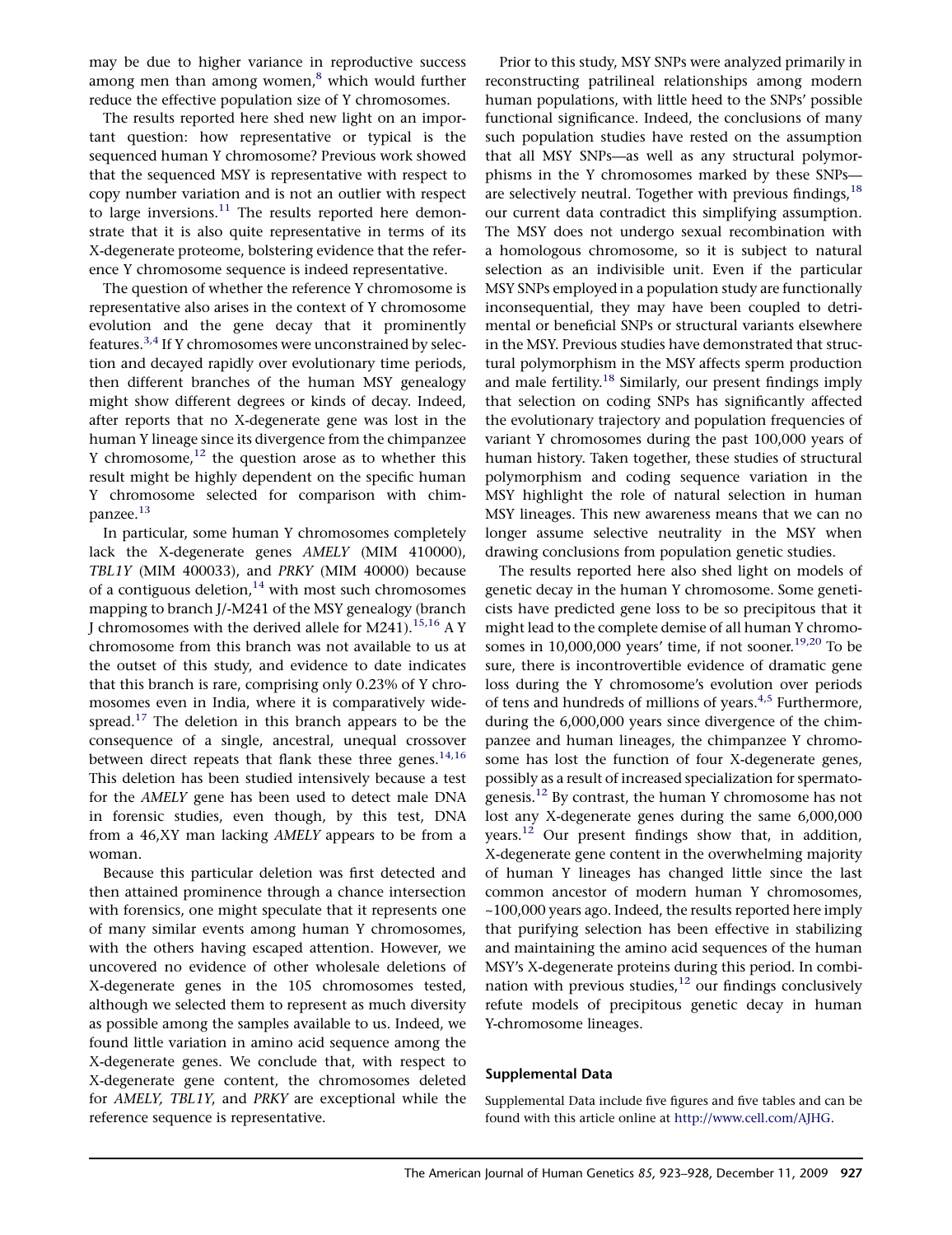may be due to higher variance in reproductive success among men than among women,[8] which would further reduce the effective population size of Y chromosomes.

The results reported here shed new light on an important question: how representative or typical is the sequenced human Y chromosome? Previous work showed that the sequenced MSY is representative with respect to copy number variation and is not an outlier with respect to large inversions.[11] The results reported here demonstrate that it is also quite representative in terms of its X-degenerate proteome, bolstering evidence that the reference Y chromosome sequence is indeed representative.

The question of whether the reference Y chromosome is representative also arises in the context of Y chromosome evolution and the gene decay that it prominently features.[3,4] If Y chromosomes were unconstrained by selection and decayed rapidly over evolutionary time periods, then different branches of the human MSY genealogy might show different degrees or kinds of decay. Indeed, after reports that no X-degenerate gene was lost in the human Y lineage since its divergence from the chimpanzee Y chromosome,[12] the question arose as to whether this result might be highly dependent on the specific human Y chromosome selected for comparison with chimpanzee.[13]

In particular, some human Y chromosomes completely lack the X-degenerate genes *AMELY* (MIM 410000), *TBL1Y* (MIM 400033), and *PRKY* (MIM 40000) because of a contiguous deletion,[14] with most such chromosomes mapping to branch J/-M241 of the MSY genealogy (branch J chromosomes with the derived allele for M241).[15,16] A Y chromosome from this branch was not available to us at the outset of this study, and evidence to date indicates that this branch is rare, comprising only 0.23% of Y chromosomes even in India, where it is comparatively widespread.[17] The deletion in this branch appears to be the consequence of a single, ancestral, unequal crossover between direct repeats that flank these three genes.[14,16] This deletion has been studied intensively because a test for the *AMELY* gene has been used to detect male DNA in forensic studies, even though, by this test, DNA from a 46,XY man lacking *AMELY* appears to be from a woman.

Because this particular deletion was first detected and then attained prominence through a chance intersection with forensics, one might speculate that it represents one of many similar events among human Y chromosomes, with the others having escaped attention. However, we uncovered no evidence of other wholesale deletions of X-degenerate genes in the 105 chromosomes tested, although we selected them to represent as much diversity as possible among the samples available to us. Indeed, we found little variation in amino acid sequence among the X-degenerate genes. We conclude that, with respect to X-degenerate gene content, the chromosomes deleted for *AMELY, TBL1Y*, and *PRKY* are exceptional while the reference sequence is representative.

Prior to this study, MSY SNPs were analyzed primarily in reconstructing patrilineal relationships among modern human populations, with little heed to the SNPs' possible functional significance. Indeed, the conclusions of many such population studies have rested on the assumption that all MSY SNPs—as well as any structural polymorphisms in the Y chromosomes marked by these SNPs—are selectively neutral. Together with previous findings,[18] our current data contradict this simplifying assumption. The MSY does not undergo sexual recombination with a homologous chromosome, so it is subject to natural selection as an indivisible unit. Even if the particular MSY SNPs employed in a population study are functionally inconsequential, they may have been coupled to detrimental or beneficial SNPs or structural variants elsewhere in the MSY. Previous studies have demonstrated that structural polymorphism in the MSY affects sperm production and male fertility.[18] Similarly, our present findings imply that selection on coding SNPs has significantly affected the evolutionary trajectory and population frequencies of variant Y chromosomes during the past 100,000 years of human history. Taken together, these studies of structural polymorphism and coding sequence variation in the MSY highlight the role of natural selection in human MSY lineages. This new awareness means that we can no longer assume selective neutrality in the MSY when drawing conclusions from population genetic studies.

The results reported here also shed light on models of genetic decay in the human Y chromosome. Some geneticists have predicted gene loss to be so precipitous that it might lead to the complete demise of all human Y chromosomes in 10,000,000 years' time, if not sooner.[19,20] To be sure, there is incontrovertible evidence of dramatic gene loss during the Y chromosome's evolution over periods of tens and hundreds of millions of years.[4,5] Furthermore, during the 6,000,000 years since divergence of the chimpanzee and human lineages, the chimpanzee Y chromosome has lost the function of four X-degenerate genes, possibly as a result of increased specialization for spermatogenesis.[12] By contrast, the human Y chromosome has not lost any X-degenerate genes during the same 6,000,000 years.[12] Our present findings show that, in addition, X-degenerate gene content in the overwhelming majority of human Y lineages has changed little since the last common ancestor of modern human Y chromosomes, ~100,000 years ago. Indeed, the results reported here imply that purifying selection has been effective in stabilizing and maintaining the amino acid sequences of the human MSY's X-degenerate proteins during this period. In combination with previous studies,[12] our findings conclusively refute models of precipitous genetic decay in human Y-chromosome lineages.

### Supplemental Data

Supplemental Data include five figures and five tables and can be found with this article online at http://www.cell.com/AJHG.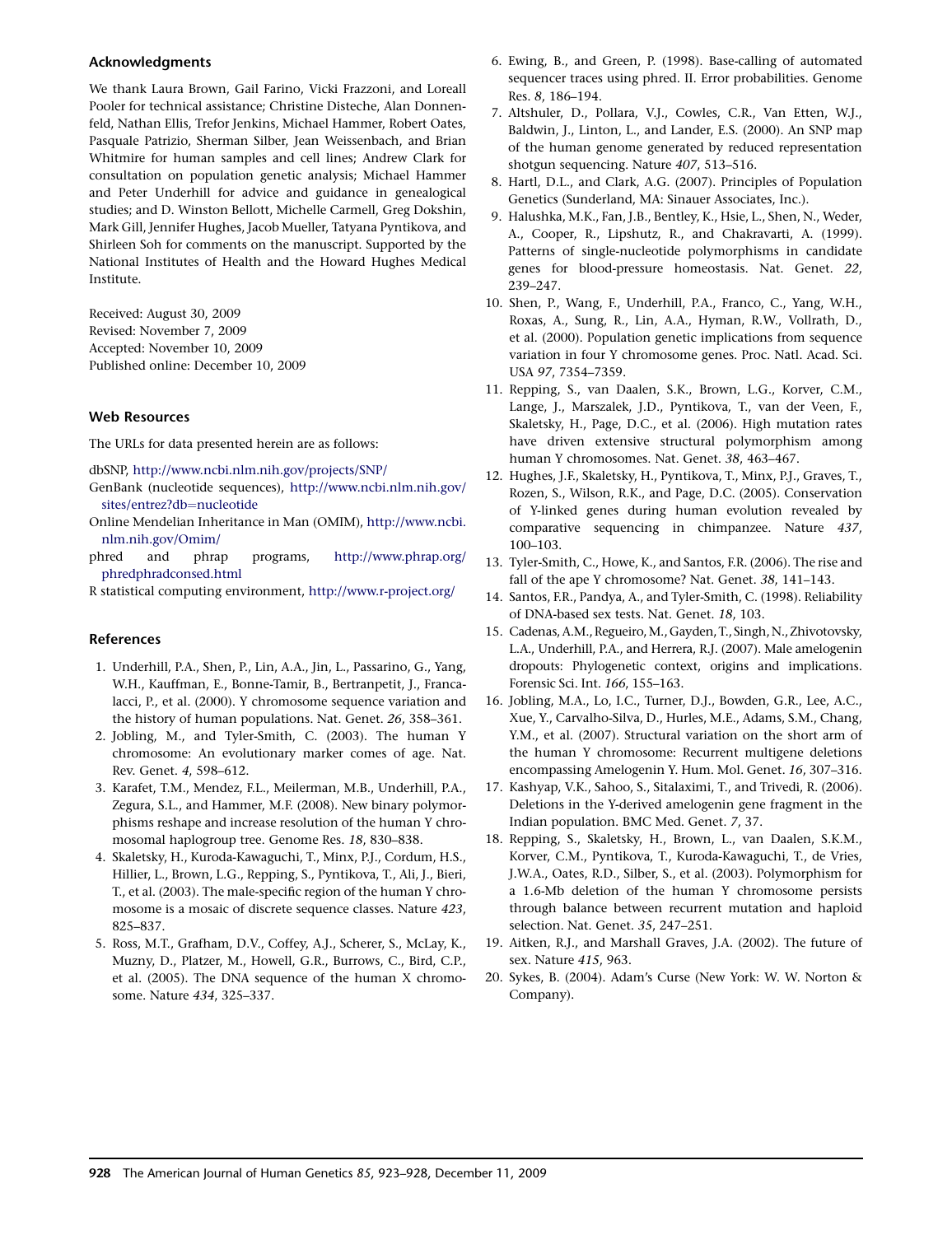## Acknowledgments

We thank Laura Brown, Gail Farino, Vicki Frazzoni, and Loreall Pooler for technical assistance; Christine Disteche, Alan Donnenfeld, Nathan Ellis, Trefor Jenkins, Michael Hammer, Robert Oates, Pasquale Patrizio, Sherman Silber, Jean Weissenbach, and Brian Whitmire for human samples and cell lines; Andrew Clark for consultation on population genetic analysis; Michael Hammer and Peter Underhill for advice and guidance in genealogical studies; and D. Winston Bellott, Michelle Carmell, Greg Dokshin, Mark Gill, Jennifer Hughes, Jacob Mueller, Tatyana Pyntikova, and Shirleen Soh for comments on the manuscript. Supported by the National Institutes of Health and the Howard Hughes Medical Institute.

Received: August 30, 2009
Revised: November 7, 2009
Accepted: November 10, 2009
Published online: December 10, 2009

## Web Resources

The URLs for data presented herein are as follows:

dbSNP, http://www.ncbi.nlm.nih.gov/projects/SNP/
GenBank (nucleotide sequences), http://www.ncbi.nlm.nih.gov/sites/entrez?db=nucleotide
Online Mendelian Inheritance in Man (OMIM), http://www.ncbi.nlm.nih.gov/Omim/
phred and phrap programs, http://www.phrap.org/phredphradconsed.html
R statistical computing environment, http://www.r-project.org/

## References

1. Underhill, P.A., Shen, P., Lin, A.A., Jin, L., Passarino, G., Yang, W.H., Kauffman, E., Bonne-Tamir, B., Bertranpetit, J., Francalacci, P., et al. (2000). Y chromosome sequence variation and the history of human populations. Nat. Genet. *26*, 358–361.
2. Jobling, M., and Tyler-Smith, C. (2003). The human Y chromosome: An evolutionary marker comes of age. Nat. Rev. Genet. *4*, 598–612.
3. Karafet, T.M., Mendez, F.L., Meilerman, M.B., Underhill, P.A., Zegura, S.L., and Hammer, M.F. (2008). New binary polymorphisms reshape and increase resolution of the human Y chromosomal haplogroup tree. Genome Res. *18*, 830–838.
4. Skaletsky, H., Kuroda-Kawaguchi, T., Minx, P.J., Cordum, H.S., Hillier, L., Brown, L.G., Repping, S., Pyntikova, T., Ali, J., Bieri, T., et al. (2003). The male-specific region of the human Y chromosome is a mosaic of discrete sequence classes. Nature *423*, 825–837.
5. Ross, M.T., Grafham, D.V., Coffey, A.J., Scherer, S., McLay, K., Muzny, D., Platzer, M., Howell, G.R., Burrows, C., Bird, C.P., et al. (2005). The DNA sequence of the human X chromosome. Nature *434*, 325–337.
6. Ewing, B., and Green, P. (1998). Base-calling of automated sequencer traces using phred. II. Error probabilities. Genome Res. *8*, 186–194.
7. Altshuler, D., Pollara, V.J., Cowles, C.R., Van Etten, W.J., Baldwin, J., Linton, L., and Lander, E.S. (2000). An SNP map of the human genome generated by reduced representation shotgun sequencing. Nature *407*, 513–516.
8. Hartl, D.L., and Clark, A.G. (2007). Principles of Population Genetics (Sunderland, MA: Sinauer Associates, Inc.).
9. Halushka, M.K., Fan, J.B., Bentley, K., Hsie, L., Shen, N., Weder, A., Cooper, R., Lipshutz, R., and Chakravarti, A. (1999). Patterns of single-nucleotide polymorphisms in candidate genes for blood-pressure homeostasis. Nat. Genet. *22*, 239–247.
10. Shen, P., Wang, F., Underhill, P.A., Franco, C., Yang, W.H., Roxas, A., Sung, R., Lin, A.A., Hyman, R.W., Vollrath, D., et al. (2000). Population genetic implications from sequence variation in four Y chromosome genes. Proc. Natl. Acad. Sci. USA *97*, 7354–7359.
11. Repping, S., van Daalen, S.K., Brown, L.G., Korver, C.M., Lange, J., Marszalek, J.D., Pyntikova, T., van der Veen, F., Skaletsky, H., Page, D.C., et al. (2006). High mutation rates have driven extensive structural polymorphism among human Y chromosomes. Nat. Genet. *38*, 463–467.
12. Hughes, J.F., Skaletsky, H., Pyntikova, T., Minx, P.J., Graves, T., Rozen, S., Wilson, R.K., and Page, D.C. (2005). Conservation of Y-linked genes during human evolution revealed by comparative sequencing in chimpanzee. Nature *437*, 100–103.
13. Tyler-Smith, C., Howe, K., and Santos, F.R. (2006). The rise and fall of the ape Y chromosome? Nat. Genet. *38*, 141–143.
14. Santos, F.R., Pandya, A., and Tyler-Smith, C. (1998). Reliability of DNA-based sex tests. Nat. Genet. *18*, 103.
15. Cadenas, A.M., Regueiro, M., Gayden, T., Singh, N., Zhivotovsky, L.A., Underhill, P.A., and Herrera, R.J. (2007). Male amelogenin dropouts: Phylogenetic context, origins and implications. Forensic Sci. Int. *166*, 155–163.
16. Jobling, M.A., Lo, I.C., Turner, D.J., Bowden, G.R., Lee, A.C., Xue, Y., Carvalho-Silva, D., Hurles, M.E., Adams, S.M., Chang, Y.M., et al. (2007). Structural variation on the short arm of the human Y chromosome: Recurrent multigene deletions encompassing Amelogenin Y. Hum. Mol. Genet. *16*, 307–316.
17. Kashyap, V.K., Sahoo, S., Sitalaximi, T., and Trivedi, R. (2006). Deletions in the Y-derived amelogenin gene fragment in the Indian population. BMC Med. Genet. *7*, 37.
18. Repping, S., Skaletsky, H., Brown, L., van Daalen, S.K.M., Korver, C.M., Pyntikova, T., Kuroda-Kawaguchi, T., de Vries, J.W.A., Oates, R.D., Silber, S., et al. (2003). Polymorphism for a 1.6-Mb deletion of the human Y chromosome persists through balance between recurrent mutation and haploid selection. Nat. Genet. *35*, 247–251.
19. Aitken, R.J., and Marshall Graves, J.A. (2002). The future of sex. Nature *415*, 963.
20. Sykes, B. (2004). Adam's Curse (New York: W. W. Norton & Company).